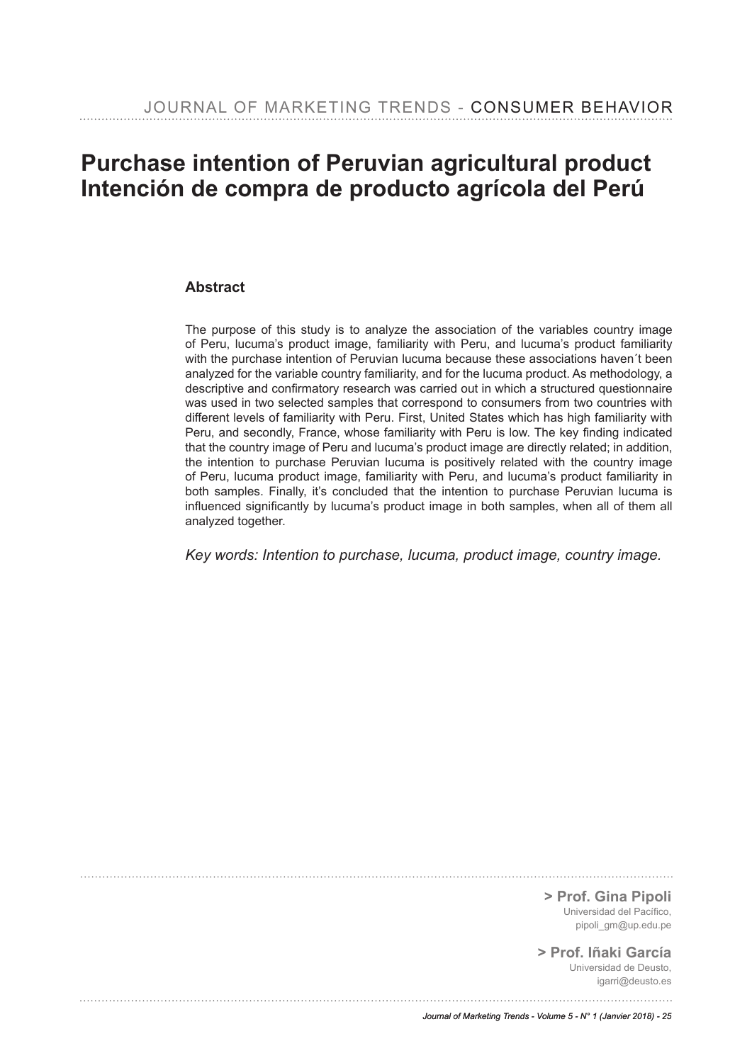# Purchase intention of Peruvian agricultural product
# Intención de compra de producto agrícola del Perú

## Abstract

The purpose of this study is to analyze the association of the variables country image of Peru, lucuma's product image, familiarity with Peru, and lucuma's product familiarity with the purchase intention of Peruvian lucuma because these associations haven´t been analyzed for the variable country familiarity, and for the lucuma product. As methodology, a descriptive and confirmatory research was carried out in which a structured questionnaire was used in two selected samples that correspond to consumers from two countries with different levels of familiarity with Peru. First, United States which has high familiarity with Peru, and secondly, France, whose familiarity with Peru is low. The key finding indicated that the country image of Peru and lucuma's product image are directly related; in addition, the intention to purchase Peruvian lucuma is positively related with the country image of Peru, lucuma product image, familiarity with Peru, and lucuma's product familiarity in both samples. Finally, it's concluded that the intention to purchase Peruvian lucuma is influenced significantly by lucuma's product image in both samples, when all of them all analyzed together.

*Key words: Intention to purchase, lucuma, product image, country image.*

**> Prof. Gina Pipoli**
Universidad del Pacífico,
pipoli_gm@up.edu.pe

**> Prof. Iñaki García**
Universidad de Deusto,
igarri@deusto.es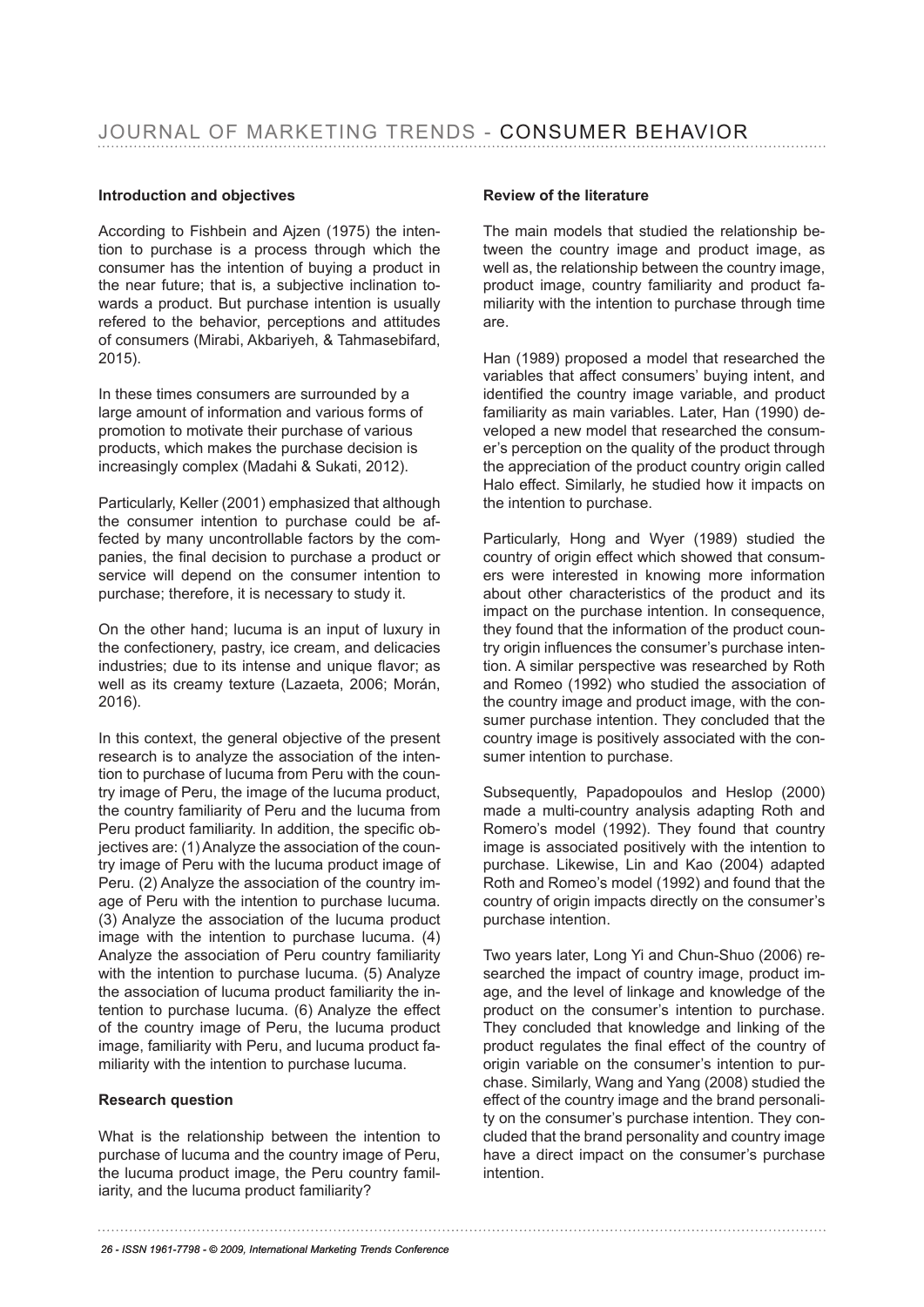## Introduction and objectives

According to Fishbein and Ajzen (1975) the intention to purchase is a process through which the consumer has the intention of buying a product in the near future; that is, a subjective inclination towards a product. But purchase intention is usually refered to the behavior, perceptions and attitudes of consumers (Mirabi, Akbariyeh, & Tahmasebifard, 2015).

In these times consumers are surrounded by a large amount of information and various forms of promotion to motivate their purchase of various products, which makes the purchase decision is increasingly complex (Madahi & Sukati, 2012).

Particularly, Keller (2001) emphasized that although the consumer intention to purchase could be affected by many uncontrollable factors by the companies, the final decision to purchase a product or service will depend on the consumer intention to purchase; therefore, it is necessary to study it.

On the other hand; lucuma is an input of luxury in the confectionery, pastry, ice cream, and delicacies industries; due to its intense and unique flavor; as well as its creamy texture (Lazaeta, 2006; Morán, 2016).

In this context, the general objective of the present research is to analyze the association of the intention to purchase of lucuma from Peru with the country image of Peru, the image of the lucuma product, the country familiarity of Peru and the lucuma from Peru product familiarity. In addition, the specific objectives are: (1) Analyze the association of the country image of Peru with the lucuma product image of Peru. (2) Analyze the association of the country image of Peru with the intention to purchase lucuma. (3) Analyze the association of the lucuma product image with the intention to purchase lucuma. (4) Analyze the association of Peru country familiarity with the intention to purchase lucuma. (5) Analyze the association of lucuma product familiarity the intention to purchase lucuma. (6) Analyze the effect of the country image of Peru, the lucuma product image, familiarity with Peru, and lucuma product familiarity with the intention to purchase lucuma.

## Research question

What is the relationship between the intention to purchase of lucuma and the country image of Peru, the lucuma product image, the Peru country familiarity, and the lucuma product familiarity?

## Review of the literature

The main models that studied the relationship between the country image and product image, as well as, the relationship between the country image, product image, country familiarity and product familiarity with the intention to purchase through time are.

Han (1989) proposed a model that researched the variables that affect consumers' buying intent, and identified the country image variable, and product familiarity as main variables. Later, Han (1990) developed a new model that researched the consumer's perception on the quality of the product through the appreciation of the product country origin called Halo effect. Similarly, he studied how it impacts on the intention to purchase.

Particularly, Hong and Wyer (1989) studied the country of origin effect which showed that consumers were interested in knowing more information about other characteristics of the product and its impact on the purchase intention. In consequence, they found that the information of the product country origin influences the consumer's purchase intention. A similar perspective was researched by Roth and Romeo (1992) who studied the association of the country image and product image, with the consumer purchase intention. They concluded that the country image is positively associated with the consumer intention to purchase.

Subsequently, Papadopoulos and Heslop (2000) made a multi-country analysis adapting Roth and Romero's model (1992). They found that country image is associated positively with the intention to purchase. Likewise, Lin and Kao (2004) adapted Roth and Romeo's model (1992) and found that the country of origin impacts directly on the consumer's purchase intention.

Two years later, Long Yi and Chun-Shuo (2006) researched the impact of country image, product image, and the level of linkage and knowledge of the product on the consumer's intention to purchase. They concluded that knowledge and linking of the product regulates the final effect of the country of origin variable on the consumer's intention to purchase. Similarly, Wang and Yang (2008) studied the effect of the country image and the brand personality on the consumer's purchase intention. They concluded that the brand personality and country image have a direct impact on the consumer's purchase intention.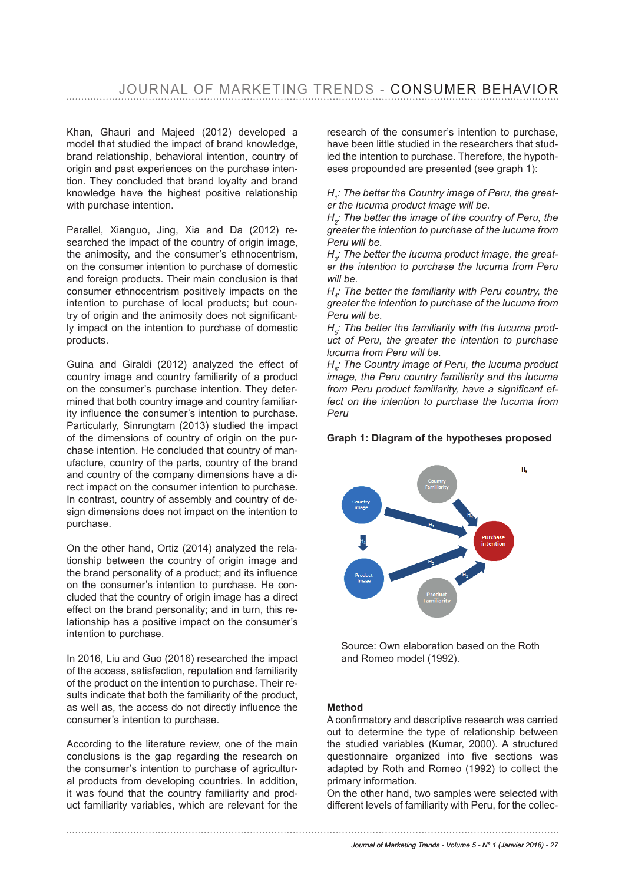Khan, Ghauri and Majeed (2012) developed a model that studied the impact of brand knowledge, brand relationship, behavioral intention, country of origin and past experiences on the purchase intention. They concluded that brand loyalty and brand knowledge have the highest positive relationship with purchase intention.

Parallel, Xianguo, Jing, Xia and Da (2012) researched the impact of the country of origin image, the animosity, and the consumer's ethnocentrism, on the consumer intention to purchase of domestic and foreign products. Their main conclusion is that consumer ethnocentrism positively impacts on the intention to purchase of local products; but country of origin and the animosity does not significantly impact on the intention to purchase of domestic products.

Guina and Giraldi (2012) analyzed the effect of country image and country familiarity of a product on the consumer's purchase intention. They determined that both country image and country familiarity influence the consumer's intention to purchase. Particularly, Sinrungtam (2013) studied the impact of the dimensions of country of origin on the purchase intention. He concluded that country of manufacture, country of the parts, country of the brand and country of the company dimensions have a direct impact on the consumer intention to purchase. In contrast, country of assembly and country of design dimensions does not impact on the intention to purchase.

On the other hand, Ortiz (2014) analyzed the relationship between the country of origin image and the brand personality of a product; and its influence on the consumer's intention to purchase. He concluded that the country of origin image has a direct effect on the brand personality; and in turn, this relationship has a positive impact on the consumer's intention to purchase.

In 2016, Liu and Guo (2016) researched the impact of the access, satisfaction, reputation and familiarity of the product on the intention to purchase. Their results indicate that both the familiarity of the product, as well as, the access do not directly influence the consumer's intention to purchase.

According to the literature review, one of the main conclusions is the gap regarding the research on the consumer's intention to purchase of agricultural products from developing countries. In addition, it was found that the country familiarity and product familiarity variables, which are relevant for the research of the consumer's intention to purchase, have been little studied in the researchers that studied the intention to purchase. Therefore, the hypotheses propounded are presented (see graph 1):

*$H_1$: The better the Country image of Peru, the greater the lucuma product image will be.*
*$H_2$: The better the image of the country of Peru, the greater the intention to purchase of the lucuma from Peru will be.*
*$H_3$: The better the lucuma product image, the greater the intention to purchase the lucuma from Peru will be.*
*$H_4$: The better the familiarity with Peru country, the greater the intention to purchase of the lucuma from Peru will be.*
*$H_5$: The better the familiarity with the lucuma product of Peru, the greater the intention to purchase lucuma from Peru will be.*
*$H_6$: The Country image of Peru, the lucuma product image, the Peru country familiarity and the lucuma from Peru product familiarity, have a significant effect on the intention to purchase the lucuma from Peru*

**Graph 1: Diagram of the hypotheses proposed**

Source: Own elaboration based on the Roth and Romeo model (1992).

**Method**

A confirmatory and descriptive research was carried out to determine the type of relationship between the studied variables (Kumar, 2000). A structured questionnaire organized into five sections was adapted by Roth and Romeo (1992) to collect the primary information.
On the other hand, two samples were selected with different levels of familiarity with Peru, for the collec-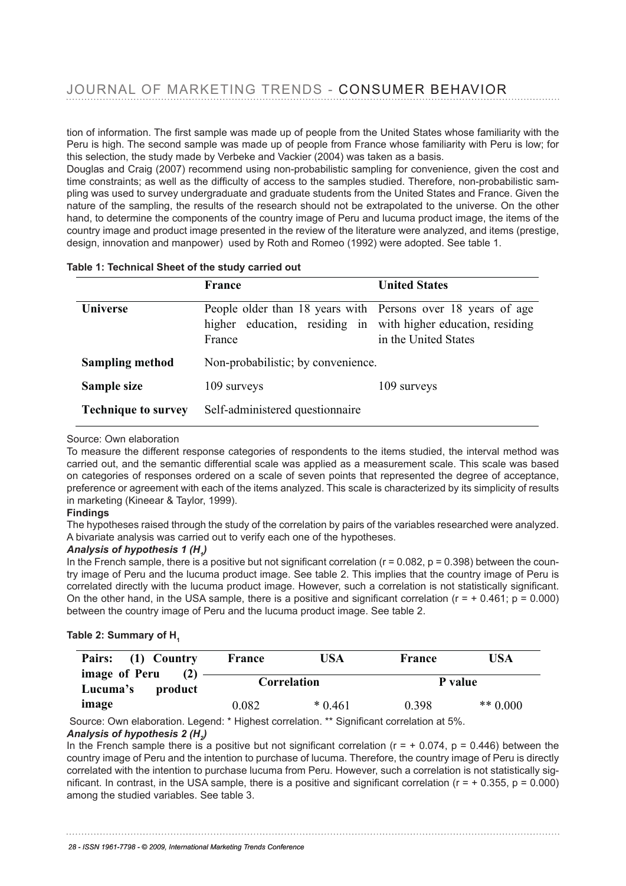tion of information. The first sample was made up of people from the United States whose familiarity with the Peru is high. The second sample was made up of people from France whose familiarity with Peru is low; for this selection, the study made by Verbeke and Vackier (2004) was taken as a basis.

Douglas and Craig (2007) recommend using non-probabilistic sampling for convenience, given the cost and time constraints; as well as the difficulty of access to the samples studied. Therefore, non-probabilistic sampling was used to survey undergraduate and graduate students from the United States and France. Given the nature of the sampling, the results of the research should not be extrapolated to the universe. On the other hand, to determine the components of the country image of Peru and lucuma product image, the items of the country image and product image presented in the review of the literature were analyzed, and items (prestige, design, innovation and manpower) used by Roth and Romeo (1992) were adopted. See table 1.

**Table 1: Technical Sheet of the study carried out**

| | France | United States |
|---|---|---|
| **Universe** | People older than 18 years with higher education, residing in France | Persons over 18 years of age with higher education, residing in the United States |
| **Sampling method** | Non-probabilistic; by convenience. | |
| **Sample size** | 109 surveys | 109 surveys |
| **Technique to survey** | Self-administered questionnaire | |

Source: Own elaboration

To measure the different response categories of respondents to the items studied, the interval method was carried out, and the semantic differential scale was applied as a measurement scale. This scale was based on categories of responses ordered on a scale of seven points that represented the degree of acceptance, preference or agreement with each of the items analyzed. This scale is characterized by its simplicity of results in marketing (Kineear & Taylor, 1999).

**Findings**

The hypotheses raised through the study of the correlation by pairs of the variables researched were analyzed. A bivariate analysis was carried out to verify each one of the hypotheses.

***Analysis of hypothesis 1 ($H_1$)***

In the French sample, there is a positive but not significant correlation ($r = 0.082$, $p = 0.398$) between the country image of Peru and the lucuma product image. See table 2. This implies that the country image of Peru is correlated directly with the lucuma product image. However, such a correlation is not statistically significant. On the other hand, in the USA sample, there is a positive and significant correlation ($r = + 0.461$; $p = 0.000$) between the country image of Peru and the lucuma product image. See table 2.

**Table 2: Summary of $H_1$**

| Pairs: (1) Country image of Peru (2) Lucuma's product image | France | USA | France | USA |
|---|---|---|---|---|
| | Correlation | | P value | |
| | 0.082 | * 0.461 | 0.398 | ** 0.000 |

Source: Own elaboration. Legend: * Highest correlation. ** Significant correlation at 5%.

***Analysis of hypothesis 2 ($H_2$)***

In the French sample there is a positive but not significant correlation ($r = + 0.074$, $p = 0.446$) between the country image of Peru and the intention to purchase of lucuma. Therefore, the country image of Peru is directly correlated with the intention to purchase lucuma from Peru. However, such a correlation is not statistically significant. In contrast, in the USA sample, there is a positive and significant correlation ($r = + 0.355$, $p = 0.000$) among the studied variables. See table 3.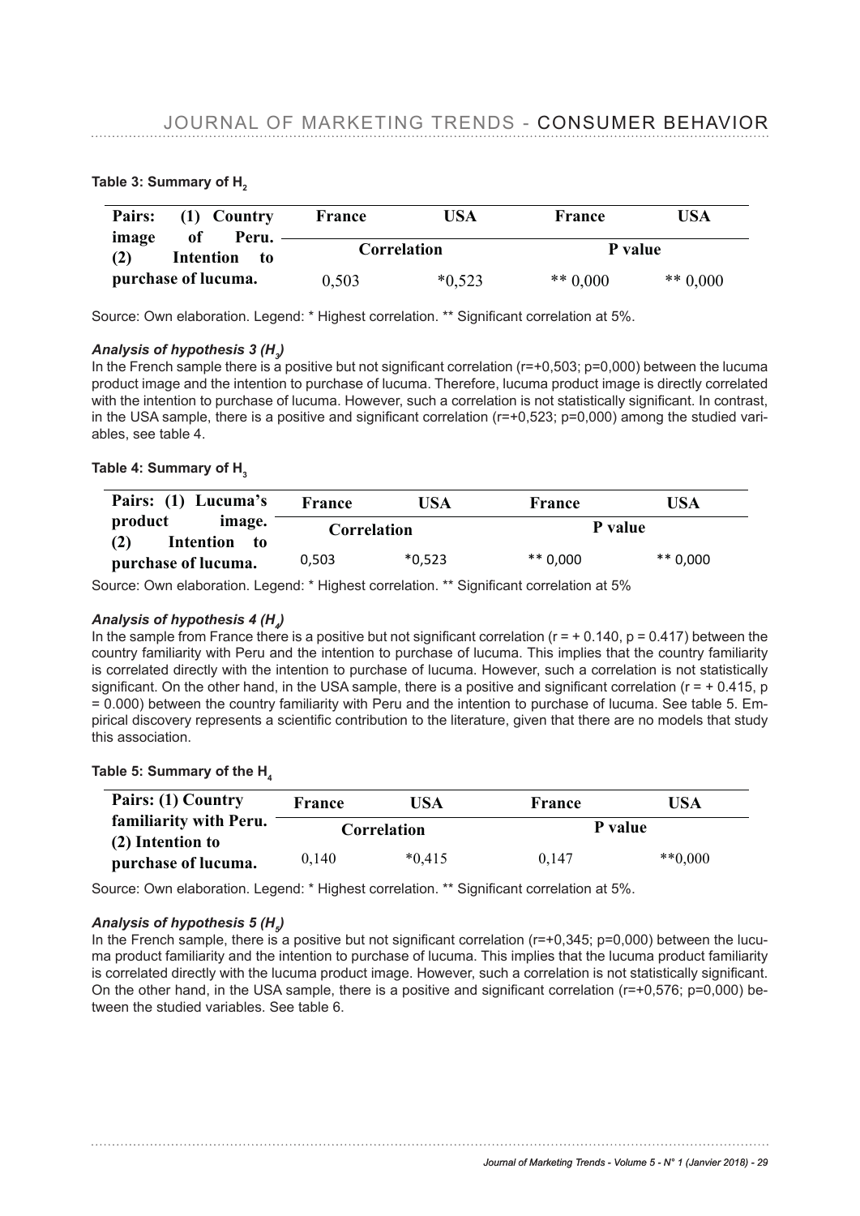**Table 3: Summary of $H_2$**

| Pairs: (1) Country image of Peru. (2) Intention to purchase of lucuma. | France | USA | France | USA |
|---|---|---|---|---|
| | Correlation | | P value | |
| | 0,503 | *0,523 | ** 0,000 | ** 0,000 |

Source: Own elaboration. Legend: * Highest correlation. ** Significant correlation at 5%.

### *Analysis of hypothesis 3 ($H_3$)*

In the French sample there is a positive but not significant correlation (r=+0,503; p=0,000) between the lucuma product image and the intention to purchase of lucuma. Therefore, lucuma product image is directly correlated with the intention to purchase of lucuma. However, such a correlation is not statistically significant. In contrast, in the USA sample, there is a positive and significant correlation (r=+0,523; p=0,000) among the studied variables, see table 4.

**Table 4: Summary of $H_3$**

| Pairs: (1) Lucuma's product image. (2) Intention to purchase of lucuma. | France | USA | France | USA |
|---|---|---|---|---|
| | Correlation | | P value | |
| | 0,503 | *0,523 | ** 0,000 | ** 0,000 |

Source: Own elaboration. Legend: * Highest correlation. ** Significant correlation at 5%

### *Analysis of hypothesis 4 ($H_4$)*

In the sample from France there is a positive but not significant correlation (r = + 0.140, p = 0.417) between the country familiarity with Peru and the intention to purchase of lucuma. This implies that the country familiarity is correlated directly with the intention to purchase of lucuma. However, such a correlation is not statistically significant. On the other hand, in the USA sample, there is a positive and significant correlation (r = + 0.415, p = 0.000) between the country familiarity with Peru and the intention to purchase of lucuma. See table 5. Empirical discovery represents a scientific contribution to the literature, given that there are no models that study this association.

**Table 5: Summary of the $H_4$**

| Pairs: (1) Country familiarity with Peru. (2) Intention to purchase of lucuma. | France | USA | France | USA |
|---|---|---|---|---|
| | Correlation | | P value | |
| | 0,140 | *0,415 | 0,147 | **0,000 |

Source: Own elaboration. Legend: * Highest correlation. ** Significant correlation at 5%.

### *Analysis of hypothesis 5 ($H_5$)*

In the French sample, there is a positive but not significant correlation (r=+0,345; p=0,000) between the lucuma product familiarity and the intention to purchase of lucuma. This implies that the lucuma product familiarity is correlated directly with the lucuma product image. However, such a correlation is not statistically significant. On the other hand, in the USA sample, there is a positive and significant correlation (r=+0,576; p=0,000) between the studied variables. See table 6.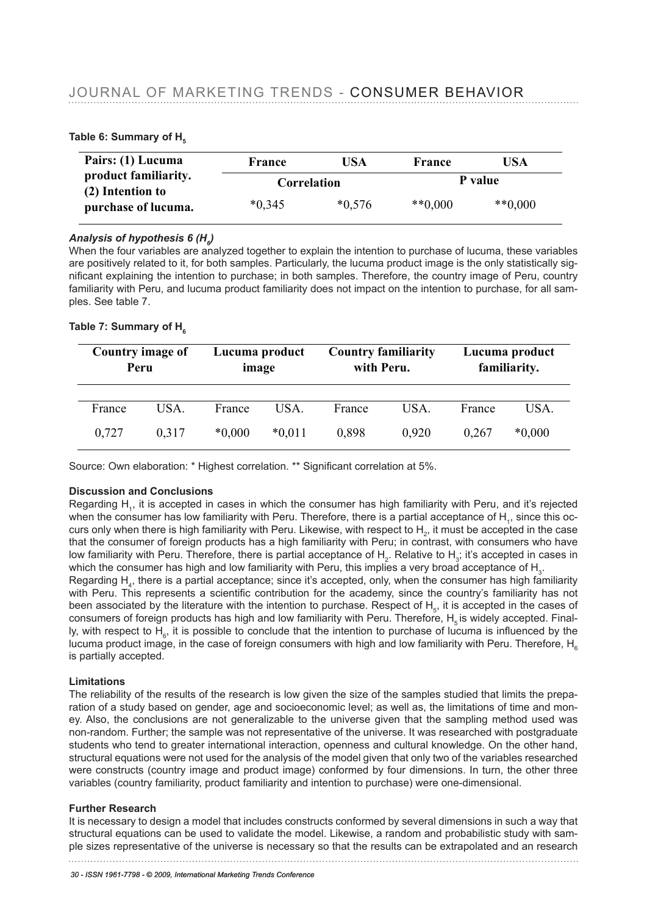**Table 6: Summary of $H_5$**

| Pairs: (1) Lucuma product familiarity. (2) Intention to purchase of lucuma. | France | USA | France | USA |
|---|---|---|---|---|
| | Correlation | | P value | |
| | *0,345 | *0,576 | **0,000 | **0,000 |

### *Analysis of hypothesis 6 ($H_6$)*

When the four variables are analyzed together to explain the intention to purchase of lucuma, these variables are positively related to it, for both samples. Particularly, the lucuma product image is the only statistically significant explaining the intention to purchase; in both samples. Therefore, the country image of Peru, country familiarity with Peru, and lucuma product familiarity does not impact on the intention to purchase, for all samples. See table 7.

**Table 7: Summary of $H_6$**

| Country image of Peru | | Lucuma product image | | Country familiarity with Peru. | | Lucuma product familiarity. | |
|---|---|---|---|---|---|---|---|
| France | USA. | France | USA. | France | USA. | France | USA. |
| 0,727 | 0,317 | *0,000 | *0,011 | 0,898 | 0,920 | 0,267 | *0,000 |

Source: Own elaboration: * Highest correlation. ** Significant correlation at 5%.

**Discussion and Conclusions**

Regarding $H_1$, it is accepted in cases in which the consumer has high familiarity with Peru, and it's rejected when the consumer has low familiarity with Peru. Therefore, there is a partial acceptance of $H_1$, since this occurs only when there is high familiarity with Peru. Likewise, with respect to $H_2$, it must be accepted in the case that the consumer of foreign products has a high familiarity with Peru; in contrast, with consumers who have low familiarity with Peru. Therefore, there is partial acceptance of $H_2$. Relative to $H_3$; it's accepted in cases in which the consumer has high and low familiarity with Peru, this implies a very broad acceptance of $H_3$.

Regarding $H_4$, there is a partial acceptance; since it's accepted, only, when the consumer has high familiarity with Peru. This represents a scientific contribution for the academy, since the country's familiarity has not been associated by the literature with the intention to purchase. Respect of $H_5$, it is accepted in the cases of consumers of foreign products has high and low familiarity with Peru. Therefore, $H_5$ is widely accepted. Finally, with respect to $H_6$, it is possible to conclude that the intention to purchase of lucuma is influenced by the lucuma product image, in the case of foreign consumers with high and low familiarity with Peru. Therefore, $H_6$ is partially accepted.

**Limitations**

The reliability of the results of the research is low given the size of the samples studied that limits the preparation of a study based on gender, age and socioeconomic level; as well as, the limitations of time and money. Also, the conclusions are not generalizable to the universe given that the sampling method used was non-random. Further; the sample was not representative of the universe. It was researched with postgraduate students who tend to greater international interaction, openness and cultural knowledge. On the other hand, structural equations were not used for the analysis of the model given that only two of the variables researched were constructs (country image and product image) conformed by four dimensions. In turn, the other three variables (country familiarity, product familiarity and intention to purchase) were one-dimensional.

**Further Research**

It is necessary to design a model that includes constructs conformed by several dimensions in such a way that structural equations can be used to validate the model. Likewise, a random and probabilistic study with sample sizes representative of the universe is necessary so that the results can be extrapolated and an research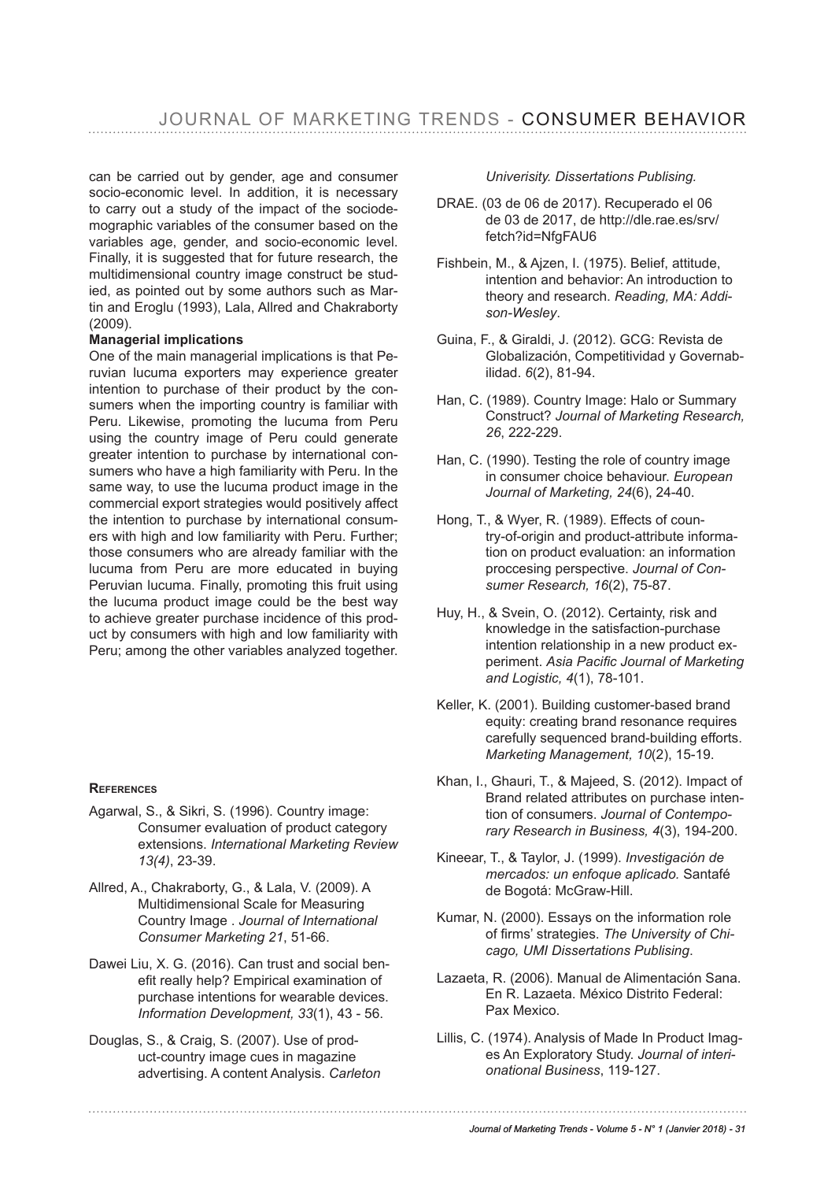can be carried out by gender, age and consumer socio-economic level. In addition, it is necessary to carry out a study of the impact of the sociodemographic variables of the consumer based on the variables age, gender, and socio-economic level. Finally, it is suggested that for future research, the multidimensional country image construct be studied, as pointed out by some authors such as Martin and Eroglu (1993), Lala, Allred and Chakraborty (2009).

**Managerial implications**

One of the main managerial implications is that Peruvian lucuma exporters may experience greater intention to purchase of their product by the consumers when the importing country is familiar with Peru. Likewise, promoting the lucuma from Peru using the country image of Peru could generate greater intention to purchase by international consumers who have a high familiarity with Peru. In the same way, to use the lucuma product image in the commercial export strategies would positively affect the intention to purchase by international consumers with high and low familiarity with Peru. Further; those consumers who are already familiar with the lucuma from Peru are more educated in buying Peruvian lucuma. Finally, promoting this fruit using the lucuma product image could be the best way to achieve greater purchase incidence of this product by consumers with high and low familiarity with Peru; among the other variables analyzed together.

## References

Agarwal, S., & Sikri, S. (1996). Country image: Consumer evaluation of product category extensions. *International Marketing Review 13(4)*, 23-39.

Allred, A., Chakraborty, G., & Lala, V. (2009). A Multidimensional Scale for Measuring Country Image . *Journal of International Consumer Marketing 21*, 51-66.

Dawei Liu, X. G. (2016). Can trust and social benefit really help? Empirical examination of purchase intentions for wearable devices. *Information Development, 33*(1), 43 - 56.

Douglas, S., & Craig, S. (2007). Use of product-country image cues in magazine advertising. A content Analysis. *Carleton Univerisity. Dissertations Publising.*

DRAE. (03 de 06 de 2017). Recuperado el 06 de 03 de 2017, de http://dle.rae.es/srv/fetch?id=NfgFAU6

Fishbein, M., & Ajzen, I. (1975). Belief, attitude, intention and behavior: An introduction to theory and research. *Reading, MA: Addison-Wesley*.

Guina, F., & Giraldi, J. (2012). GCG: Revista de Globalización, Competitividad y Governabilidad. *6*(2), 81-94.

Han, C. (1989). Country Image: Halo or Summary Construct? *Journal of Marketing Research, 26*, 222-229.

Han, C. (1990). Testing the role of country image in consumer choice behaviour. *European Journal of Marketing, 24*(6), 24-40.

Hong, T., & Wyer, R. (1989). Effects of country-of-origin and product-attribute information on product evaluation: an information proccesing perspective. *Journal of Consumer Research, 16*(2), 75-87.

Huy, H., & Svein, O. (2012). Certainty, risk and knowledge in the satisfaction-purchase intention relationship in a new product experiment. *Asia Pacific Journal of Marketing and Logistic, 4*(1), 78-101.

Keller, K. (2001). Building customer-based brand equity: creating brand resonance requires carefully sequenced brand-building efforts. *Marketing Management, 10*(2), 15-19.

Khan, I., Ghauri, T., & Majeed, S. (2012). Impact of Brand related attributes on purchase intention of consumers. *Journal of Contemporary Research in Business, 4*(3), 194-200.

Kineear, T., & Taylor, J. (1999). *Investigación de mercados: un enfoque aplicado.* Santafé de Bogotá: McGraw-Hill.

Kumar, N. (2000). Essays on the information role of firms' strategies. *The University of Chicago, UMI Dissertations Publising*.

Lazaeta, R. (2006). Manual de Alimentación Sana. En R. Lazaeta. México Distrito Federal: Pax Mexico.

Lillis, C. (1974). Analysis of Made In Product Images An Exploratory Study. *Journal of interionational Business*, 119-127.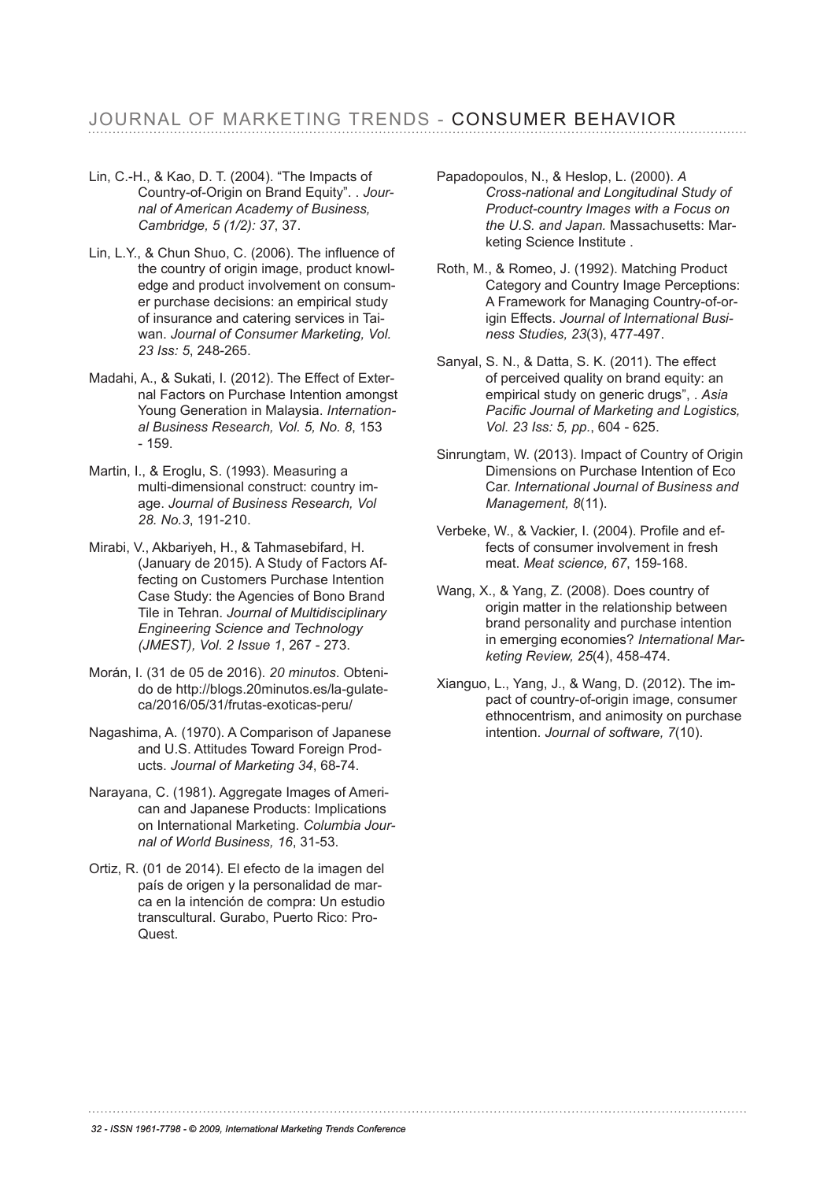Lin, C.-H., & Kao, D. T. (2004). "The Impacts of Country-of-Origin on Brand Equity". . *Journal of American Academy of Business, Cambridge, 5 (1/2): 37*, 37.

Lin, L.Y., & Chun Shuo, C. (2006). The influence of the country of origin image, product knowledge and product involvement on consumer purchase decisions: an empirical study of insurance and catering services in Taiwan. *Journal of Consumer Marketing, Vol. 23 Iss: 5*, 248-265.

Madahi, A., & Sukati, I. (2012). The Effect of External Factors on Purchase Intention amongst Young Generation in Malaysia. *International Business Research, Vol. 5, No. 8*, 153 - 159.

Martin, I., & Eroglu, S. (1993). Measuring a multi-dimensional construct: country image. *Journal of Business Research, Vol 28. No.3*, 191-210.

Mirabi, V., Akbariyeh, H., & Tahmasebifard, H. (January de 2015). A Study of Factors Affecting on Customers Purchase Intention Case Study: the Agencies of Bono Brand Tile in Tehran. *Journal of Multidisciplinary Engineering Science and Technology (JMEST), Vol. 2 Issue 1*, 267 - 273.

Morán, I. (31 de 05 de 2016). *20 minutos*. Obtenido de http://blogs.20minutos.es/la-gulateca/2016/05/31/frutas-exoticas-peru/

Nagashima, A. (1970). A Comparison of Japanese and U.S. Attitudes Toward Foreign Products. *Journal of Marketing 34*, 68-74.

Narayana, C. (1981). Aggregate Images of American and Japanese Products: Implications on International Marketing. *Columbia Journal of World Business, 16*, 31-53.

Ortiz, R. (01 de 2014). El efecto de la imagen del país de origen y la personalidad de marca en la intención de compra: Un estudio transcultural. Gurabo, Puerto Rico: ProQuest.

Papadopoulos, N., & Heslop, L. (2000). *A Cross-national and Longitudinal Study of Product-country Images with a Focus on the U.S. and Japan.* Massachusetts: Marketing Science Institute .

Roth, M., & Romeo, J. (1992). Matching Product Category and Country Image Perceptions: A Framework for Managing Country-of-origin Effects. *Journal of International Business Studies, 23*(3), 477-497.

Sanyal, S. N., & Datta, S. K. (2011). The effect of perceived quality on brand equity: an empirical study on generic drugs", . *Asia Pacific Journal of Marketing and Logistics, Vol. 23 Iss: 5, pp.*, 604 - 625.

Sinrungtam, W. (2013). Impact of Country of Origin Dimensions on Purchase Intention of Eco Car. *International Journal of Business and Management, 8*(11).

Verbeke, W., & Vackier, I. (2004). Profile and effects of consumer involvement in fresh meat. *Meat science, 67*, 159-168.

Wang, X., & Yang, Z. (2008). Does country of origin matter in the relationship between brand personality and purchase intention in emerging economies? *International Marketing Review, 25*(4), 458-474.

Xianguo, L., Yang, J., & Wang, D. (2012). The impact of country-of-origin image, consumer ethnocentrism, and animosity on purchase intention. *Journal of software, 7*(10).